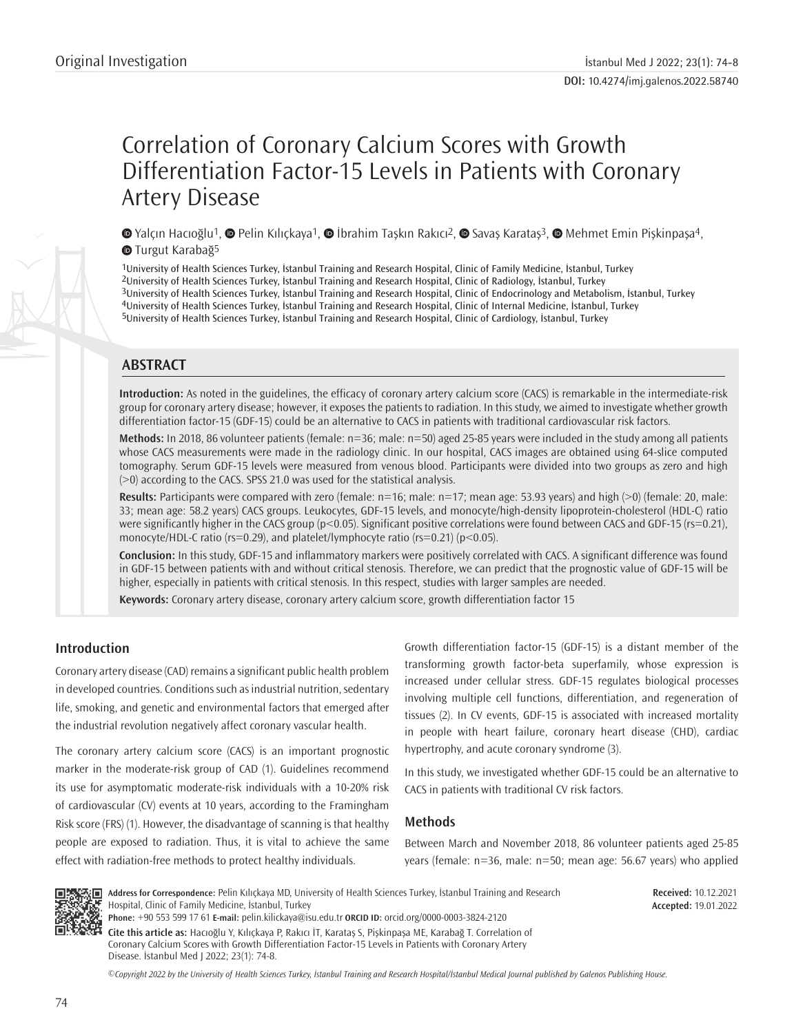Original Investigation

# Correlation of Coronary Calcium Scores with Growth Differentiation Factor-15 Levels in Patients with Coronary Artery Disease

Yalçın Hacıoğlu[1], Pelin Kılıçkaya[1], İbrahim Taşkın Rakıcı[2], Savaş Karataş[3], Mehmet Emin Pişkinpaşa[4], Turgut Karabağ[5]

[1]University of Health Sciences Turkey, İstanbul Training and Research Hospital, Clinic of Family Medicine, İstanbul, Turkey
[2]University of Health Sciences Turkey, İstanbul Training and Research Hospital, Clinic of Radiology, İstanbul, Turkey
[3]University of Health Sciences Turkey, İstanbul Training and Research Hospital, Clinic of Endocrinology and Metabolism, İstanbul, Turkey
[4]University of Health Sciences Turkey, İstanbul Training and Research Hospital, Clinic of Internal Medicine, İstanbul, Turkey
[5]University of Health Sciences Turkey, İstanbul Training and Research Hospital, Clinic of Cardiology, İstanbul, Turkey

## ABSTRACT

**Introduction:** As noted in the guidelines, the efficacy of coronary artery calcium score (CACS) is remarkable in the intermediate-risk group for coronary artery disease; however, it exposes the patients to radiation. In this study, we aimed to investigate whether growth differentiation factor-15 (GDF-15) could be an alternative to CACS in patients with traditional cardiovascular risk factors.

**Methods:** In 2018, 86 volunteer patients (female: n=36; male: n=50) aged 25-85 years were included in the study among all patients whose CACS measurements were made in the radiology clinic. In our hospital, CACS images are obtained using 64-slice computed tomography. Serum GDF-15 levels were measured from venous blood. Participants were divided into two groups as zero and high (>0) according to the CACS. SPSS 21.0 was used for the statistical analysis.

**Results:** Participants were compared with zero (female: n=16; male: n=17; mean age: 53.93 years) and high (>0) (female: 20, male: 33; mean age: 58.2 years) CACS groups. Leukocytes, GDF-15 levels, and monocyte/high-density lipoprotein-cholesterol (HDL-C) ratio were significantly higher in the CACS group ($p<0.05$). Significant positive correlations were found between CACS and GDF-15 ($r_s=0.21$), monocyte/HDL-C ratio ($r_s=0.29$), and platelet/lymphocyte ratio ($r_s=0.21$) ($p<0.05$).

**Conclusion:** In this study, GDF-15 and inflammatory markers were positively correlated with CACS. A significant difference was found in GDF-15 between patients with and without critical stenosis. Therefore, we can predict that the prognostic value of GDF-15 will be higher, especially in patients with critical stenosis. In this respect, studies with larger samples are needed.

**Keywords:** Coronary artery disease, coronary artery calcium score, growth differentiation factor 15

## Introduction

Coronary artery disease (CAD) remains a significant public health problem in developed countries. Conditions such as industrial nutrition, sedentary life, smoking, and genetic and environmental factors that emerged after the industrial revolution negatively affect coronary vascular health.

The coronary artery calcium score (CACS) is an important prognostic marker in the moderate-risk group of CAD (1). Guidelines recommend its use for asymptomatic moderate-risk individuals with a 10-20% risk of cardiovascular (CV) events at 10 years, according to the Framingham Risk score (FRS) (1). However, the disadvantage of scanning is that healthy people are exposed to radiation. Thus, it is vital to achieve the same effect with radiation-free methods to protect healthy individuals.

Growth differentiation factor-15 (GDF-15) is a distant member of the transforming growth factor-beta superfamily, whose expression is increased under cellular stress. GDF-15 regulates biological processes involving multiple cell functions, differentiation, and regeneration of tissues (2). In CV events, GDF-15 is associated with increased mortality in people with heart failure, coronary heart disease (CHD), cardiac hypertrophy, and acute coronary syndrome (3).

In this study, we investigated whether GDF-15 could be an alternative to CACS in patients with traditional CV risk factors.

## Methods

Between March and November 2018, 86 volunteer patients aged 25-85 years (female: n=36, male: n=50; mean age: 56.67 years) who applied

**Address for Correspondence:** Pelin Kılıçkaya MD, University of Health Sciences Turkey, İstanbul Training and Research Hospital, Clinic of Family Medicine, İstanbul, Turkey
**Phone:** +90 553 599 17 61 **E-mail:** pelin.kilickaya@isu.edu.tr **ORCID ID:** orcid.org/0000-0003-3824-2120

**Received:** 10.12.2021
**Accepted:** 19.01.2022

**Cite this article as:** Hacıoğlu Y, Kılıçkaya P, Rakıcı İT, Karataş S, Pişkinpaşa ME, Karabağ T. Correlation of Coronary Calcium Scores with Growth Differentiation Factor-15 Levels in Patients with Coronary Artery Disease. İstanbul Med J 2022; 23(1): 74-8.

*©Copyright 2022 by the University of Health Sciences Turkey, İstanbul Training and Research Hospital/İstanbul Medical Journal published by Galenos Publishing House.*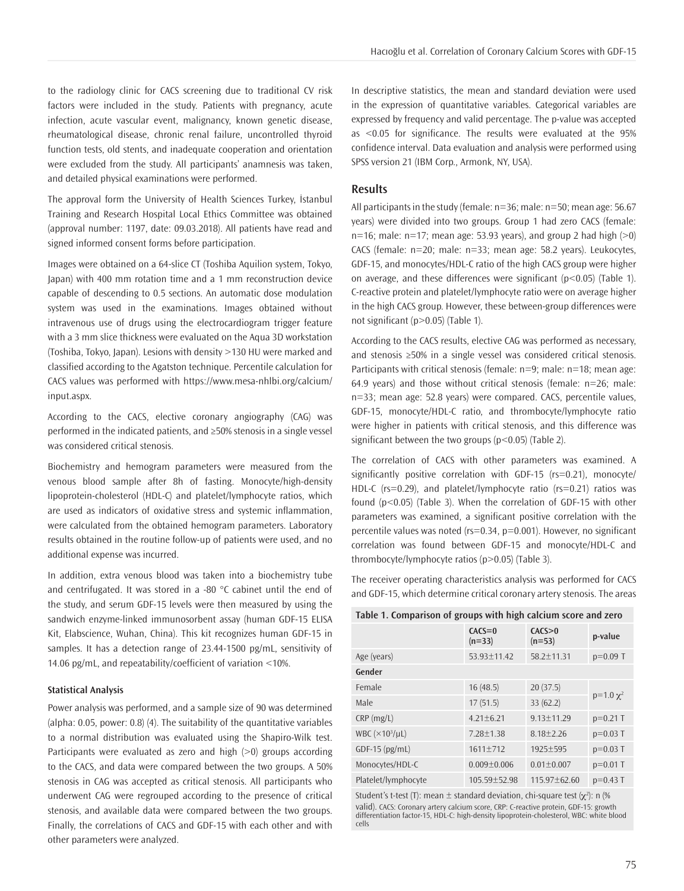to the radiology clinic for CACS screening due to traditional CV risk factors were included in the study. Patients with pregnancy, acute infection, acute vascular event, malignancy, known genetic disease, rheumatological disease, chronic renal failure, uncontrolled thyroid function tests, old stents, and inadequate cooperation and orientation were excluded from the study. All participants' anamnesis was taken, and detailed physical examinations were performed.

The approval form the University of Health Sciences Turkey, İstanbul Training and Research Hospital Local Ethics Committee was obtained (approval number: 1197, date: 09.03.2018). All patients have read and signed informed consent forms before participation.

Images were obtained on a 64-slice CT (Toshiba Aquilion system, Tokyo, Japan) with 400 mm rotation time and a 1 mm reconstruction device capable of descending to 0.5 sections. An automatic dose modulation system was used in the examinations. Images obtained without intravenous use of drugs using the electrocardiogram trigger feature with a 3 mm slice thickness were evaluated on the Aqua 3D workstation (Toshiba, Tokyo, Japan). Lesions with density >130 HU were marked and classified according to the Agatston technique. Percentile calculation for CACS values was performed with https://www.mesa-nhlbi.org/calcium/input.aspx.

According to the CACS, elective coronary angiography (CAG) was performed in the indicated patients, and ≥50% stenosis in a single vessel was considered critical stenosis.

Biochemistry and hemogram parameters were measured from the venous blood sample after 8h of fasting. Monocyte/high-density lipoprotein-cholesterol (HDL-C) and platelet/lymphocyte ratios, which are used as indicators of oxidative stress and systemic inflammation, were calculated from the obtained hemogram parameters. Laboratory results obtained in the routine follow-up of patients were used, and no additional expense was incurred.

In addition, extra venous blood was taken into a biochemistry tube and centrifugated. It was stored in a -80 °C cabinet until the end of the study, and serum GDF-15 levels were then measured by using the sandwich enzyme-linked immunosorbent assay (human GDF-15 ELISA Kit, Elabscience, Wuhan, China). This kit recognizes human GDF-15 in samples. It has a detection range of 23.44-1500 pg/mL, sensitivity of 14.06 pg/mL, and repeatability/coefficient of variation <10%.

#### Statistical Analysis

Power analysis was performed, and a sample size of 90 was determined (alpha: 0.05, power: 0.8) (4). The suitability of the quantitative variables to a normal distribution was evaluated using the Shapiro-Wilk test. Participants were evaluated as zero and high (>0) groups according to the CACS, and data were compared between the two groups. A 50% stenosis in CAG was accepted as critical stenosis. All participants who underwent CAG were regrouped according to the presence of critical stenosis, and available data were compared between the two groups. Finally, the correlations of CACS and GDF-15 with each other and with other parameters were analyzed.

In descriptive statistics, the mean and standard deviation were used in the expression of quantitative variables. Categorical variables are expressed by frequency and valid percentage. The p-value was accepted as <0.05 for significance. The results were evaluated at the 95% confidence interval. Data evaluation and analysis were performed using SPSS version 21 (IBM Corp., Armonk, NY, USA).

## Results

All participants in the study (female: n=36; male: n=50; mean age: 56.67 years) were divided into two groups. Group 1 had zero CACS (female: n=16; male: n=17; mean age: 53.93 years), and group 2 had high (>0) CACS (female: n=20; male: n=33; mean age: 58.2 years). Leukocytes, GDF-15, and monocytes/HDL-C ratio of the high CACS group were higher on average, and these differences were significant (p<0.05) (Table 1). C-reactive protein and platelet/lymphocyte ratio were on average higher in the high CACS group. However, these between-group differences were not significant (p>0.05) (Table 1).

According to the CACS results, elective CAG was performed as necessary, and stenosis ≥50% in a single vessel was considered critical stenosis. Participants with critical stenosis (female: n=9; male: n=18; mean age: 64.9 years) and those without critical stenosis (female: n=26; male: n=33; mean age: 52.8 years) were compared. CACS, percentile values, GDF-15, monocyte/HDL-C ratio, and thrombocyte/lymphocyte ratio were higher in patients with critical stenosis, and this difference was significant between the two groups (p<0.05) (Table 2).

The correlation of CACS with other parameters was examined. A significantly positive correlation with GDF-15 (rs=0.21), monocyte/HDL-C (rs=0.29), and platelet/lymphocyte ratio (rs=0.21) ratios was found (p<0.05) (Table 3). When the correlation of GDF-15 with other parameters was examined, a significant positive correlation with the percentile values was noted (rs=0.34, p=0.001). However, no significant correlation was found between GDF-15 and monocyte/HDL-C and thrombocyte/lymphocyte ratios (p>0.05) (Table 3).

The receiver operating characteristics analysis was performed for CACS and GDF-15, which determine critical coronary artery stenosis. The areas

**Table 1. Comparison of groups with high calcium score and zero**

| | CACS=0 (n=33) | CACS>0 (n=53) | p-value |
|---|---|---|---|
| Age (years) | 53.93±11.42 | 58.2±11.31 | p=0.09 T |
| **Gender** | | | |
| Female | 16 (48.5) | 20 (37.5) | p=1.0 $\chi^2$ |
| Male | 17 (51.5) | 33 (62.2) | |
| CRP (mg/L) | 4.21±6.21 | 9.13±11.29 | p=0.21 T |
| WBC ($\times10^3$/μL) | 7.28±1.38 | 8.18±2.26 | p=0.03 T |
| GDF-15 (pg/mL) | 1611±712 | 1925±595 | p=0.03 T |
| Monocytes/HDL-C | 0.009±0.006 | 0.01±0.007 | p=0.01 T |
| Platelet/lymphocyte | 105.59±52.98 | 115.97±62.60 | p=0.43 T |

Student's t-test (T): mean ± standard deviation, chi-square test ($\chi^2$): n (% valid). CACS: Coronary artery calcium score, CRP: C-reactive protein, GDF-15: growth differentiation factor-15, HDL-C: high-density lipoprotein-cholesterol, WBC: white blood cells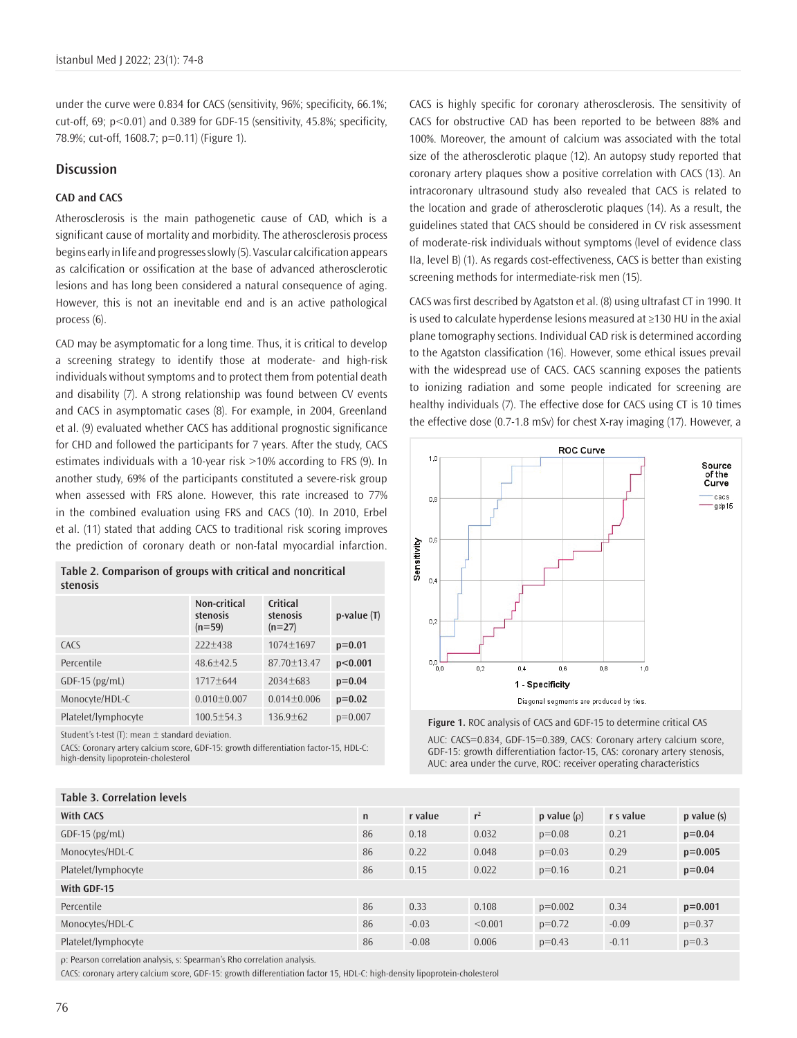under the curve were 0.834 for CACS (sensitivity, 96%; specificity, 66.1%; cut-off, 69; p<0.01) and 0.389 for GDF-15 (sensitivity, 45.8%; specificity, 78.9%; cut-off, 1608.7; p=0.11) (Figure 1).

## Discussion

### CAD and CACS

Atherosclerosis is the main pathogenetic cause of CAD, which is a significant cause of mortality and morbidity. The atherosclerosis process begins early in life and progresses slowly (5). Vascular calcification appears as calcification or ossification at the base of advanced atherosclerotic lesions and has long been considered a natural consequence of aging. However, this is not an inevitable end and is an active pathological process (6).

CAD may be asymptomatic for a long time. Thus, it is critical to develop a screening strategy to identify those at moderate- and high-risk individuals without symptoms and to protect them from potential death and disability (7). A strong relationship was found between CV events and CACS in asymptomatic cases (8). For example, in 2004, Greenland et al. (9) evaluated whether CACS has additional prognostic significance for CHD and followed the participants for 7 years. After the study, CACS estimates individuals with a 10-year risk >10% according to FRS (9). In another study, 69% of the participants constituted a severe-risk group when assessed with FRS alone. However, this rate increased to 77% in the combined evaluation using FRS and CACS (10). In 2010, Erbel et al. (11) stated that adding CACS to traditional risk scoring improves the prediction of coronary death or non-fatal myocardial infarction.

**Table 2. Comparison of groups with critical and noncritical stenosis**

| | Non-critical stenosis (n=59) | Critical stenosis (n=27) | p-value (T) |
|---|---|---|---|
| CACS | 222±438 | 1074±1697 | **p=0.01** |
| Percentile | 48.6±42.5 | 87.70±13.47 | **p<0.001** |
| GDF-15 (pg/mL) | 1717±644 | 2034±683 | **p=0.04** |
| Monocyte/HDL-C | 0.010±0.007 | 0.014±0.006 | **p=0.02** |
| Platelet/lymphocyte | 100.5±54.3 | 136.9±62 | p=0.007 |

Student's t-test (T): mean ± standard deviation.
CACS: Coronary artery calcium score, GDF-15: growth differentiation factor-15, HDL-C: high-density lipoprotein-cholesterol

CACS is highly specific for coronary atherosclerosis. The sensitivity of CACS for obstructive CAD has been reported to be between 88% and 100%. Moreover, the amount of calcium was associated with the total size of the atherosclerotic plaque (12). An autopsy study reported that coronary artery plaques show a positive correlation with CACS (13). An intracoronary ultrasound study also revealed that CACS is related to the location and grade of atherosclerotic plaques (14). As a result, the guidelines stated that CACS should be considered in CV risk assessment of moderate-risk individuals without symptoms (level of evidence class IIa, level B) (1). As regards cost-effectiveness, CACS is better than existing screening methods for intermediate-risk men (15).

CACS was first described by Agatston et al. (8) using ultrafast CT in 1990. It is used to calculate hyperdense lesions measured at ≥130 HU in the axial plane tomography sections. Individual CAD risk is determined according to the Agatston classification (16). However, some ethical issues prevail with the widespread use of CACS. CACS scanning exposes the patients to ionizing radiation and some people indicated for screening are healthy individuals (7). The effective dose for CACS using CT is 10 times the effective dose (0.7-1.8 mSv) for chest X-ray imaging (17). However, a

**Figure 1.** ROC analysis of CACS and GDF-15 to determine critical CAS

AUC: CACS=0.834, GDF-15=0.389, CACS: Coronary artery calcium score, GDF-15: growth differentiation factor-15, CAS: coronary artery stenosis, AUC: area under the curve, ROC: receiver operating characteristics

**Table 3. Correlation levels**

| With CACS | n | r value | $r^2$ | p value (ρ) | r s value | p value (s) |
|---|---|---|---|---|---|---|
| GDF-15 (pg/mL) | 86 | 0.18 | 0.032 | p=0.08 | 0.21 | **p=0.04** |
| Monocytes/HDL-C | 86 | 0.22 | 0.048 | p=0.03 | 0.29 | **p=0.005** |
| Platelet/lymphocyte | 86 | 0.15 | 0.022 | p=0.16 | 0.21 | **p=0.04** |
| **With GDF-15** | | | | | | |
| Percentile | 86 | 0.33 | 0.108 | p=0.002 | 0.34 | **p=0.001** |
| Monocytes/HDL-C | 86 | -0.03 | <0.001 | p=0.72 | -0.09 | p=0.37 |
| Platelet/lymphocyte | 86 | -0.08 | 0.006 | p=0.43 | -0.11 | p=0.3 |

ρ: Pearson correlation analysis, s: Spearman's Rho correlation analysis.
CACS: coronary artery calcium score, GDF-15: growth differentiation factor 15, HDL-C: high-density lipoprotein-cholesterol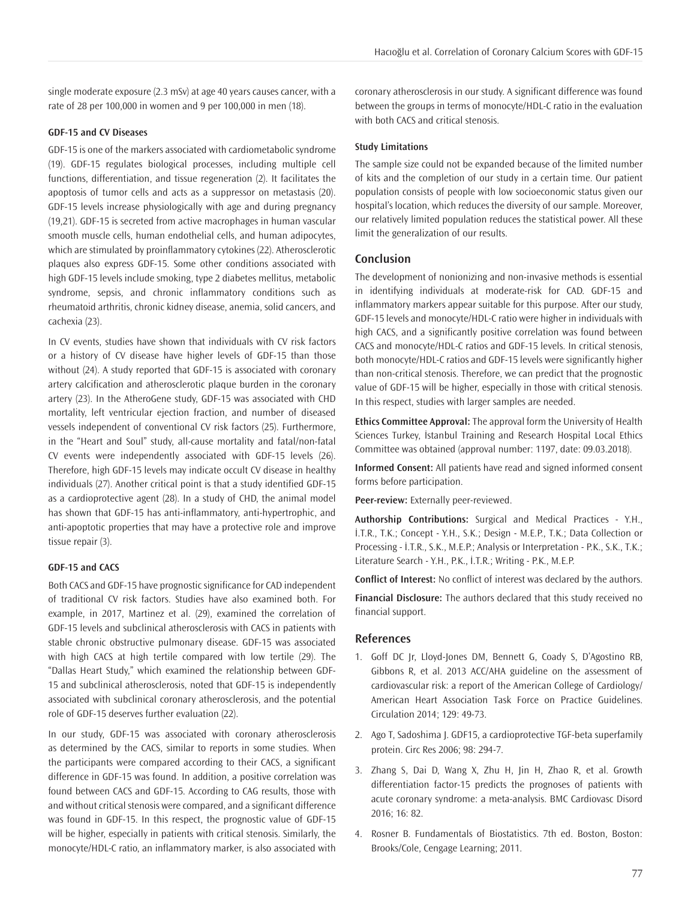single moderate exposure (2.3 mSv) at age 40 years causes cancer, with a rate of 28 per 100,000 in women and 9 per 100,000 in men (18).

#### GDF-15 and CV Diseases

GDF-15 is one of the markers associated with cardiometabolic syndrome (19). GDF-15 regulates biological processes, including multiple cell functions, differentiation, and tissue regeneration (2). It facilitates the apoptosis of tumor cells and acts as a suppressor on metastasis (20). GDF-15 levels increase physiologically with age and during pregnancy (19,21). GDF-15 is secreted from active macrophages in human vascular smooth muscle cells, human endothelial cells, and human adipocytes, which are stimulated by proinflammatory cytokines (22). Atherosclerotic plaques also express GDF-15. Some other conditions associated with high GDF-15 levels include smoking, type 2 diabetes mellitus, metabolic syndrome, sepsis, and chronic inflammatory conditions such as rheumatoid arthritis, chronic kidney disease, anemia, solid cancers, and cachexia (23).

In CV events, studies have shown that individuals with CV risk factors or a history of CV disease have higher levels of GDF-15 than those without (24). A study reported that GDF-15 is associated with coronary artery calcification and atherosclerotic plaque burden in the coronary artery (23). In the AtheroGene study, GDF-15 was associated with CHD mortality, left ventricular ejection fraction, and number of diseased vessels independent of conventional CV risk factors (25). Furthermore, in the "Heart and Soul" study, all-cause mortality and fatal/non-fatal CV events were independently associated with GDF-15 levels (26). Therefore, high GDF-15 levels may indicate occult CV disease in healthy individuals (27). Another critical point is that a study identified GDF-15 as a cardioprotective agent (28). In a study of CHD, the animal model has shown that GDF-15 has anti-inflammatory, anti-hypertrophic, and anti-apoptotic properties that may have a protective role and improve tissue repair (3).

#### GDF-15 and CACS

Both CACS and GDF-15 have prognostic significance for CAD independent of traditional CV risk factors. Studies have also examined both. For example, in 2017, Martinez et al. (29), examined the correlation of GDF-15 levels and subclinical atherosclerosis with CACS in patients with stable chronic obstructive pulmonary disease. GDF-15 was associated with high CACS at high tertile compared with low tertile (29). The "Dallas Heart Study," which examined the relationship between GDF-15 and subclinical atherosclerosis, noted that GDF-15 is independently associated with subclinical coronary atherosclerosis, and the potential role of GDF-15 deserves further evaluation (22).

In our study, GDF-15 was associated with coronary atherosclerosis as determined by the CACS, similar to reports in some studies. When the participants were compared according to their CACS, a significant difference in GDF-15 was found. In addition, a positive correlation was found between CACS and GDF-15. According to CAG results, those with and without critical stenosis were compared, and a significant difference was found in GDF-15. In this respect, the prognostic value of GDF-15 will be higher, especially in patients with critical stenosis. Similarly, the monocyte/HDL-C ratio, an inflammatory marker, is also associated with coronary atherosclerosis in our study. A significant difference was found between the groups in terms of monocyte/HDL-C ratio in the evaluation with both CACS and critical stenosis.

#### Study Limitations

The sample size could not be expanded because of the limited number of kits and the completion of our study in a certain time. Our patient population consists of people with low socioeconomic status given our hospital's location, which reduces the diversity of our sample. Moreover, our relatively limited population reduces the statistical power. All these limit the generalization of our results.

## Conclusion

The development of nonionizing and non-invasive methods is essential in identifying individuals at moderate-risk for CAD. GDF-15 and inflammatory markers appear suitable for this purpose. After our study, GDF-15 levels and monocyte/HDL-C ratio were higher in individuals with high CACS, and a significantly positive correlation was found between CACS and monocyte/HDL-C ratios and GDF-15 levels. In critical stenosis, both monocyte/HDL-C ratios and GDF-15 levels were significantly higher than non-critical stenosis. Therefore, we can predict that the prognostic value of GDF-15 will be higher, especially in those with critical stenosis. In this respect, studies with larger samples are needed.

**Ethics Committee Approval:** The approval form the University of Health Sciences Turkey, İstanbul Training and Research Hospital Local Ethics Committee was obtained (approval number: 1197, date: 09.03.2018).

**Informed Consent:** All patients have read and signed informed consent forms before participation.

**Peer-review:** Externally peer-reviewed.

**Authorship Contributions:** Surgical and Medical Practices - Y.H., İ.T.R., T.K.; Concept - Y.H., S.K.; Design - M.E.P., T.K.; Data Collection or Processing - İ.T.R., S.K., M.E.P.; Analysis or Interpretation - P.K., S.K., T.K.; Literature Search - Y.H., P.K., İ.T.R.; Writing - P.K., M.E.P.

**Conflict of Interest:** No conflict of interest was declared by the authors.

**Financial Disclosure:** The authors declared that this study received no financial support.

## References

1. Goff DC Jr, Lloyd-Jones DM, Bennett G, Coady S, D'Agostino RB, Gibbons R, et al. 2013 ACC/AHA guideline on the assessment of cardiovascular risk: a report of the American College of Cardiology/ American Heart Association Task Force on Practice Guidelines. Circulation 2014; 129: 49-73.
2. Ago T, Sadoshima J. GDF15, a cardioprotective TGF-beta superfamily protein. Circ Res 2006; 98: 294-7.
3. Zhang S, Dai D, Wang X, Zhu H, Jin H, Zhao R, et al. Growth differentiation factor-15 predicts the prognoses of patients with acute coronary syndrome: a meta-analysis. BMC Cardiovasc Disord 2016; 16: 82.
4. Rosner B. Fundamentals of Biostatistics. 7th ed. Boston, Boston: Brooks/Cole, Cengage Learning; 2011.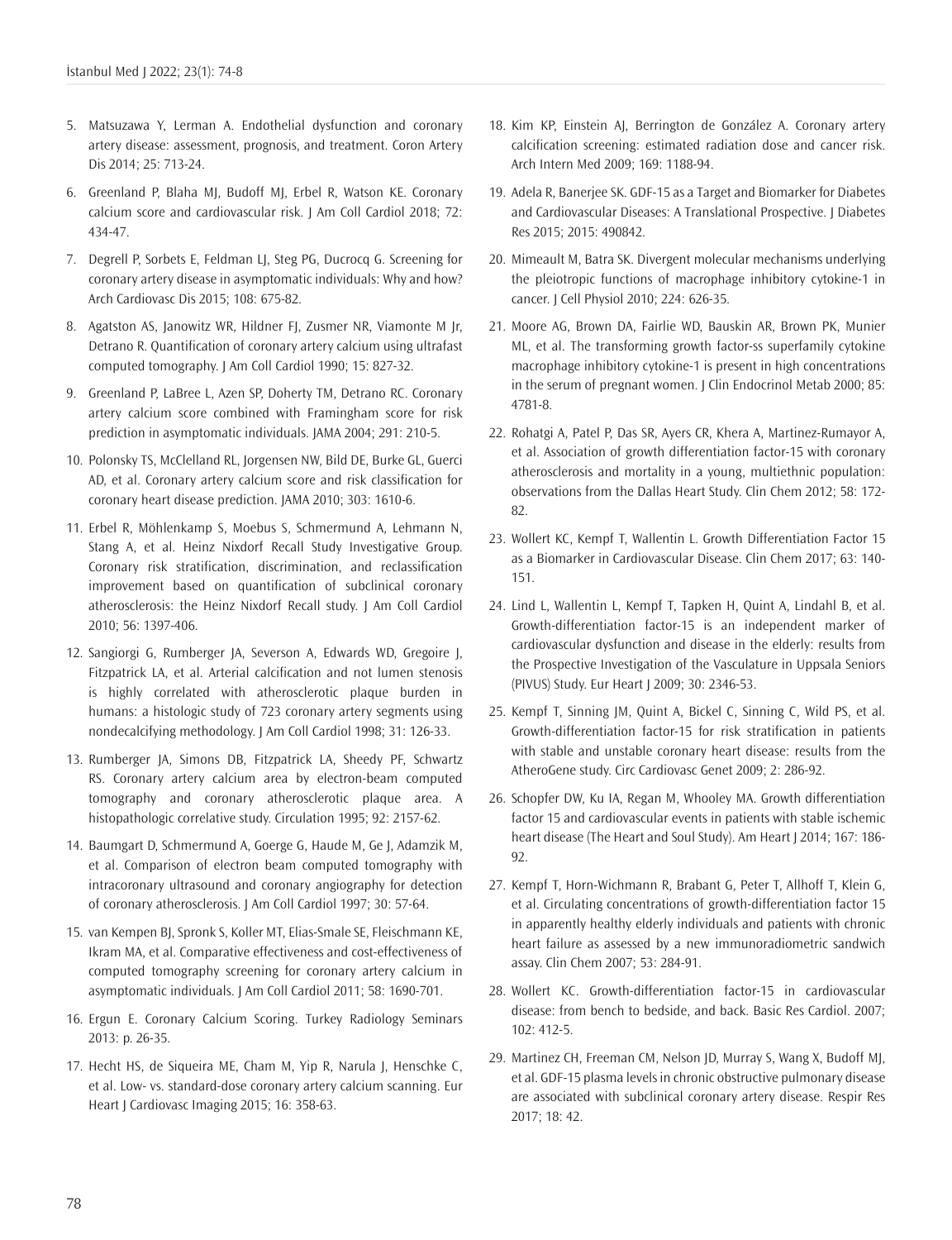5. Matsuzawa Y, Lerman A. Endothelial dysfunction and coronary artery disease: assessment, prognosis, and treatment. Coron Artery Dis 2014; 25: 713-24.
6. Greenland P, Blaha MJ, Budoff MJ, Erbel R, Watson KE. Coronary calcium score and cardiovascular risk. J Am Coll Cardiol 2018; 72: 434-47.
7. Degrell P, Sorbets E, Feldman LJ, Steg PG, Ducrocq G. Screening for coronary artery disease in asymptomatic individuals: Why and how? Arch Cardiovasc Dis 2015; 108: 675-82.
8. Agatston AS, Janowitz WR, Hildner FJ, Zusmer NR, Viamonte M Jr, Detrano R. Quantification of coronary artery calcium using ultrafast computed tomography. J Am Coll Cardiol 1990; 15: 827-32.
9. Greenland P, LaBree L, Azen SP, Doherty TM, Detrano RC. Coronary artery calcium score combined with Framingham score for risk prediction in asymptomatic individuals. JAMA 2004; 291: 210-5.
10. Polonsky TS, McClelland RL, Jorgensen NW, Bild DE, Burke GL, Guerci AD, et al. Coronary artery calcium score and risk classification for coronary heart disease prediction. JAMA 2010; 303: 1610-6.
11. Erbel R, Möhlenkamp S, Moebus S, Schmermund A, Lehmann N, Stang A, et al. Heinz Nixdorf Recall Study Investigative Group. Coronary risk stratification, discrimination, and reclassification improvement based on quantification of subclinical coronary atherosclerosis: the Heinz Nixdorf Recall study. J Am Coll Cardiol 2010; 56: 1397-406.
12. Sangiorgi G, Rumberger JA, Severson A, Edwards WD, Gregoire J, Fitzpatrick LA, et al. Arterial calcification and not lumen stenosis is highly correlated with atherosclerotic plaque burden in humans: a histologic study of 723 coronary artery segments using nondecalcifying methodology. J Am Coll Cardiol 1998; 31: 126-33.
13. Rumberger JA, Simons DB, Fitzpatrick LA, Sheedy PF, Schwartz RS. Coronary artery calcium area by electron-beam computed tomography and coronary atherosclerotic plaque area. A histopathologic correlative study. Circulation 1995; 92: 2157-62.
14. Baumgart D, Schmermund A, Goerge G, Haude M, Ge J, Adamzik M, et al. Comparison of electron beam computed tomography with intracoronary ultrasound and coronary angiography for detection of coronary atherosclerosis. J Am Coll Cardiol 1997; 30: 57-64.
15. van Kempen BJ, Spronk S, Koller MT, Elias-Smale SE, Fleischmann KE, Ikram MA, et al. Comparative effectiveness and cost-effectiveness of computed tomography screening for coronary artery calcium in asymptomatic individuals. J Am Coll Cardiol 2011; 58: 1690-701.
16. Ergun E. Coronary Calcium Scoring. Turkey Radiology Seminars 2013: p. 26-35.
17. Hecht HS, de Siqueira ME, Cham M, Yip R, Narula J, Henschke C, et al. Low- vs. standard-dose coronary artery calcium scanning. Eur Heart J Cardiovasc Imaging 2015; 16: 358-63.
18. Kim KP, Einstein AJ, Berrington de González A. Coronary artery calcification screening: estimated radiation dose and cancer risk. Arch Intern Med 2009; 169: 1188-94.
19. Adela R, Banerjee SK. GDF-15 as a Target and Biomarker for Diabetes and Cardiovascular Diseases: A Translational Prospective. J Diabetes Res 2015; 2015: 490842.
20. Mimeault M, Batra SK. Divergent molecular mechanisms underlying the pleiotropic functions of macrophage inhibitory cytokine-1 in cancer. J Cell Physiol 2010; 224: 626-35.
21. Moore AG, Brown DA, Fairlie WD, Bauskin AR, Brown PK, Munier ML, et al. The transforming growth factor-ss superfamily cytokine macrophage inhibitory cytokine-1 is present in high concentrations in the serum of pregnant women. J Clin Endocrinol Metab 2000; 85: 4781-8.
22. Rohatgi A, Patel P, Das SR, Ayers CR, Khera A, Martinez-Rumayor A, et al. Association of growth differentiation factor-15 with coronary atherosclerosis and mortality in a young, multiethnic population: observations from the Dallas Heart Study. Clin Chem 2012; 58: 172-82.
23. Wollert KC, Kempf T, Wallentin L. Growth Differentiation Factor 15 as a Biomarker in Cardiovascular Disease. Clin Chem 2017; 63: 140-151.
24. Lind L, Wallentin L, Kempf T, Tapken H, Quint A, Lindahl B, et al. Growth-differentiation factor-15 is an independent marker of cardiovascular dysfunction and disease in the elderly: results from the Prospective Investigation of the Vasculature in Uppsala Seniors (PIVUS) Study. Eur Heart J 2009; 30: 2346-53.
25. Kempf T, Sinning JM, Quint A, Bickel C, Sinning C, Wild PS, et al. Growth-differentiation factor-15 for risk stratification in patients with stable and unstable coronary heart disease: results from the AtheroGene study. Circ Cardiovasc Genet 2009; 2: 286-92.
26. Schopfer DW, Ku IA, Regan M, Whooley MA. Growth differentiation factor 15 and cardiovascular events in patients with stable ischemic heart disease (The Heart and Soul Study). Am Heart J 2014; 167: 186-92.
27. Kempf T, Horn-Wichmann R, Brabant G, Peter T, Allhoff T, Klein G, et al. Circulating concentrations of growth-differentiation factor 15 in apparently healthy elderly individuals and patients with chronic heart failure as assessed by a new immunoradiometric sandwich assay. Clin Chem 2007; 53: 284-91.
28. Wollert KC. Growth-differentiation factor-15 in cardiovascular disease: from bench to bedside, and back. Basic Res Cardiol. 2007; 102: 412-5.
29. Martinez CH, Freeman CM, Nelson JD, Murray S, Wang X, Budoff MJ, et al. GDF-15 plasma levels in chronic obstructive pulmonary disease are associated with subclinical coronary artery disease. Respir Res 2017; 18: 42.